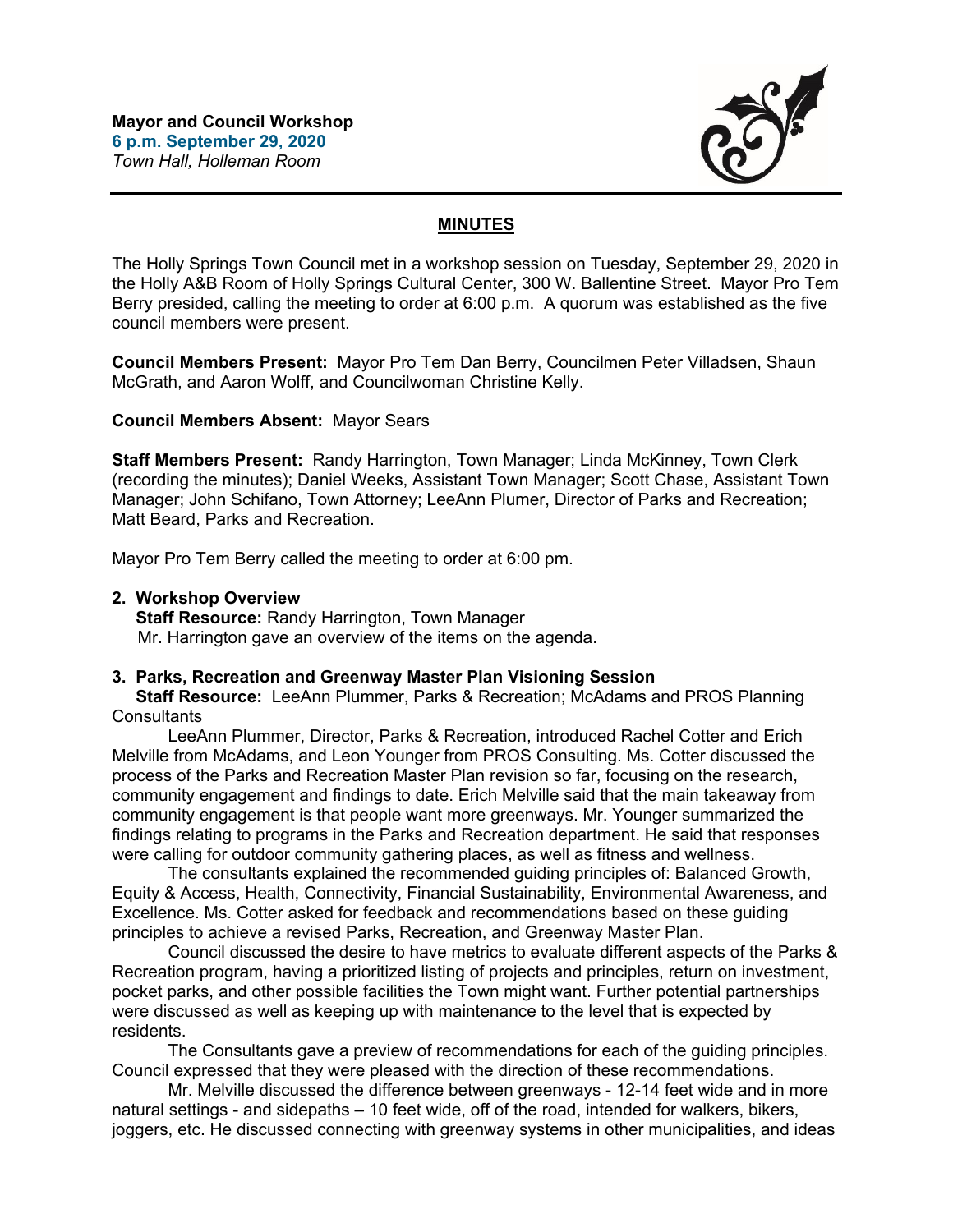**Mayor and Council Workshop**
**6 p.m. September 29, 2020**
*Town Hall, Holleman Room*

## MINUTES

The Holly Springs Town Council met in a workshop session on Tuesday, September 29, 2020 in the Holly A&B Room of Holly Springs Cultural Center, 300 W. Ballentine Street. Mayor Pro Tem Berry presided, calling the meeting to order at 6:00 p.m. A quorum was established as the five council members were present.

**Council Members Present:** Mayor Pro Tem Dan Berry, Councilmen Peter Villadsen, Shaun McGrath, and Aaron Wolff, and Councilwoman Christine Kelly.

**Council Members Absent:** Mayor Sears

**Staff Members Present:** Randy Harrington, Town Manager; Linda McKinney, Town Clerk (recording the minutes); Daniel Weeks, Assistant Town Manager; Scott Chase, Assistant Town Manager; John Schifano, Town Attorney; LeeAnn Plumer, Director of Parks and Recreation; Matt Beard, Parks and Recreation.

Mayor Pro Tem Berry called the meeting to order at 6:00 pm.

**2. Workshop Overview**
**Staff Resource:** Randy Harrington, Town Manager
Mr. Harrington gave an overview of the items on the agenda.

**3. Parks, Recreation and Greenway Master Plan Visioning Session**
**Staff Resource:** LeeAnn Plummer, Parks & Recreation; McAdams and PROS Planning Consultants

LeeAnn Plummer, Director, Parks & Recreation, introduced Rachel Cotter and Erich Melville from McAdams, and Leon Younger from PROS Consulting. Ms. Cotter discussed the process of the Parks and Recreation Master Plan revision so far, focusing on the research, community engagement and findings to date. Erich Melville said that the main takeaway from community engagement is that people want more greenways. Mr. Younger summarized the findings relating to programs in the Parks and Recreation department. He said that responses were calling for outdoor community gathering places, as well as fitness and wellness.

The consultants explained the recommended guiding principles of: Balanced Growth, Equity & Access, Health, Connectivity, Financial Sustainability, Environmental Awareness, and Excellence. Ms. Cotter asked for feedback and recommendations based on these guiding principles to achieve a revised Parks, Recreation, and Greenway Master Plan.

Council discussed the desire to have metrics to evaluate different aspects of the Parks & Recreation program, having a prioritized listing of projects and principles, return on investment, pocket parks, and other possible facilities the Town might want. Further potential partnerships were discussed as well as keeping up with maintenance to the level that is expected by residents.

The Consultants gave a preview of recommendations for each of the guiding principles. Council expressed that they were pleased with the direction of these recommendations.

Mr. Melville discussed the difference between greenways - 12-14 feet wide and in more natural settings - and sidepaths – 10 feet wide, off of the road, intended for walkers, bikers, joggers, etc. He discussed connecting with greenway systems in other municipalities, and ideas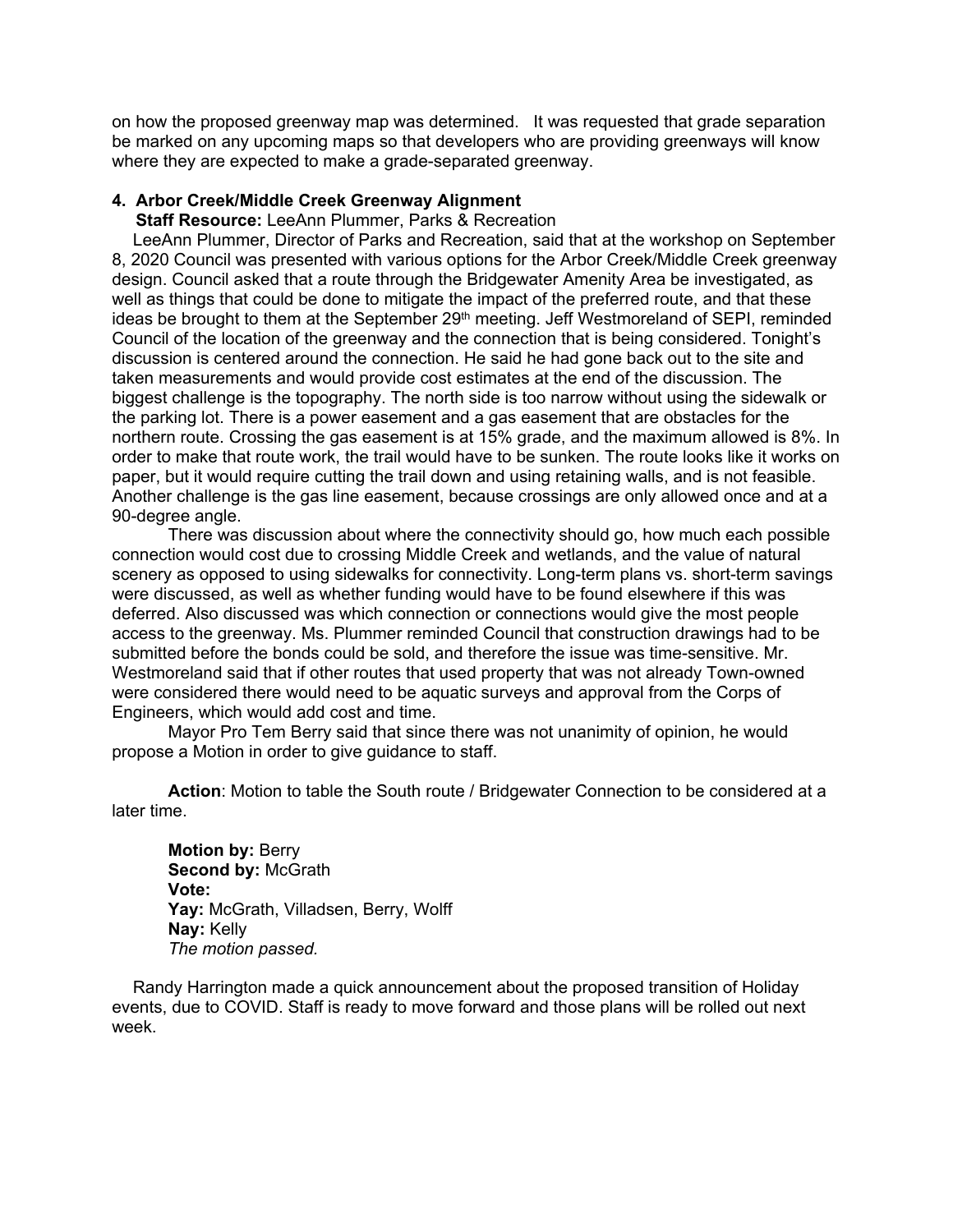on how the proposed greenway map was determined. It was requested that grade separation be marked on any upcoming maps so that developers who are providing greenways will know where they are expected to make a grade-separated greenway.

**4. Arbor Creek/Middle Creek Greenway Alignment**

**Staff Resource:** LeeAnn Plummer, Parks & Recreation

LeeAnn Plummer, Director of Parks and Recreation, said that at the workshop on September 8, 2020 Council was presented with various options for the Arbor Creek/Middle Creek greenway design. Council asked that a route through the Bridgewater Amenity Area be investigated, as well as things that could be done to mitigate the impact of the preferred route, and that these ideas be brought to them at the September 29th meeting. Jeff Westmoreland of SEPI, reminded Council of the location of the greenway and the connection that is being considered. Tonight's discussion is centered around the connection. He said he had gone back out to the site and taken measurements and would provide cost estimates at the end of the discussion. The biggest challenge is the topography. The north side is too narrow without using the sidewalk or the parking lot. There is a power easement and a gas easement that are obstacles for the northern route. Crossing the gas easement is at 15% grade, and the maximum allowed is 8%. In order to make that route work, the trail would have to be sunken. The route looks like it works on paper, but it would require cutting the trail down and using retaining walls, and is not feasible. Another challenge is the gas line easement, because crossings are only allowed once and at a 90-degree angle.

There was discussion about where the connectivity should go, how much each possible connection would cost due to crossing Middle Creek and wetlands, and the value of natural scenery as opposed to using sidewalks for connectivity. Long-term plans vs. short-term savings were discussed, as well as whether funding would have to be found elsewhere if this was deferred. Also discussed was which connection or connections would give the most people access to the greenway. Ms. Plummer reminded Council that construction drawings had to be submitted before the bonds could be sold, and therefore the issue was time-sensitive. Mr. Westmoreland said that if other routes that used property that was not already Town-owned were considered there would need to be aquatic surveys and approval from the Corps of Engineers, which would add cost and time.

Mayor Pro Tem Berry said that since there was not unanimity of opinion, he would propose a Motion in order to give guidance to staff.

**Action**: Motion to table the South route / Bridgewater Connection to be considered at a later time.

**Motion by:** Berry
**Second by:** McGrath
**Vote:**
**Yay:** McGrath, Villadsen, Berry, Wolff
**Nay:** Kelly
*The motion passed.*

Randy Harrington made a quick announcement about the proposed transition of Holiday events, due to COVID. Staff is ready to move forward and those plans will be rolled out next week.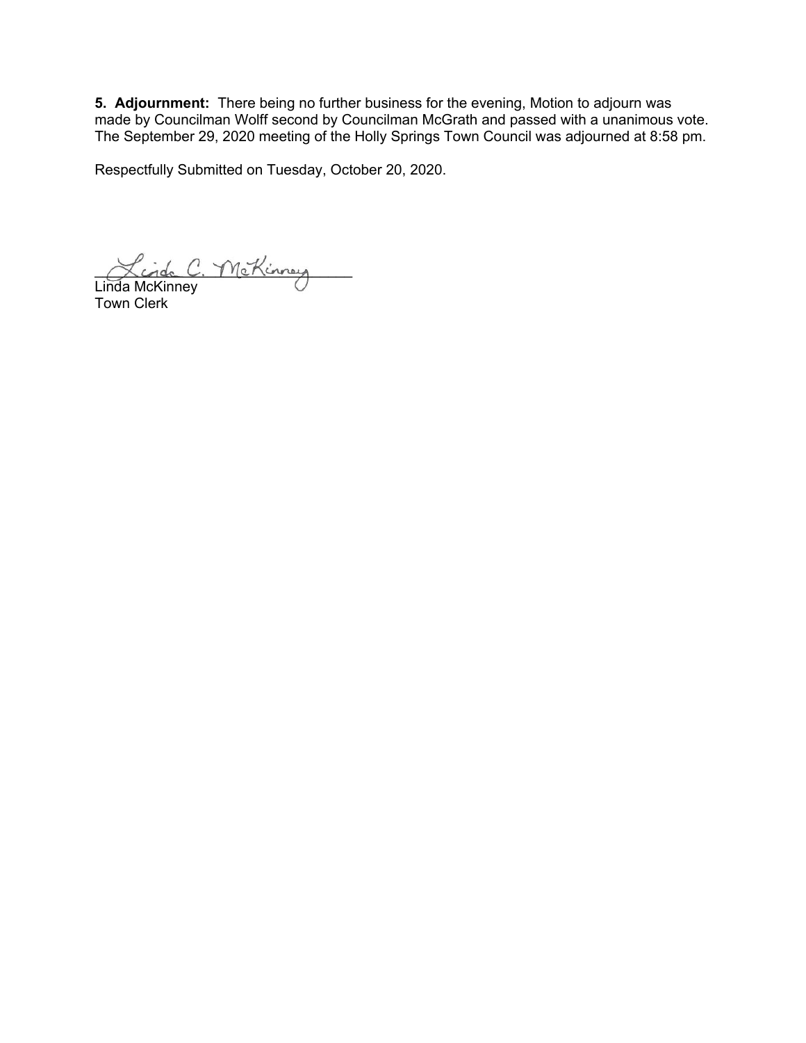**5. Adjournment:** There being no further business for the evening, Motion to adjourn was made by Councilman Wolff second by Councilman McGrath and passed with a unanimous vote. The September 29, 2020 meeting of the Holly Springs Town Council was adjourned at 8:58 pm.

Respectfully Submitted on Tuesday, October 20, 2020.

Linda C. McKinney
\_\_\_\_\_\_\_\_\_\_\_\_\_\_\_\_\_\_\_\_\_\_\_\_\_\_\_\_\_\_

Linda McKinney
Town Clerk